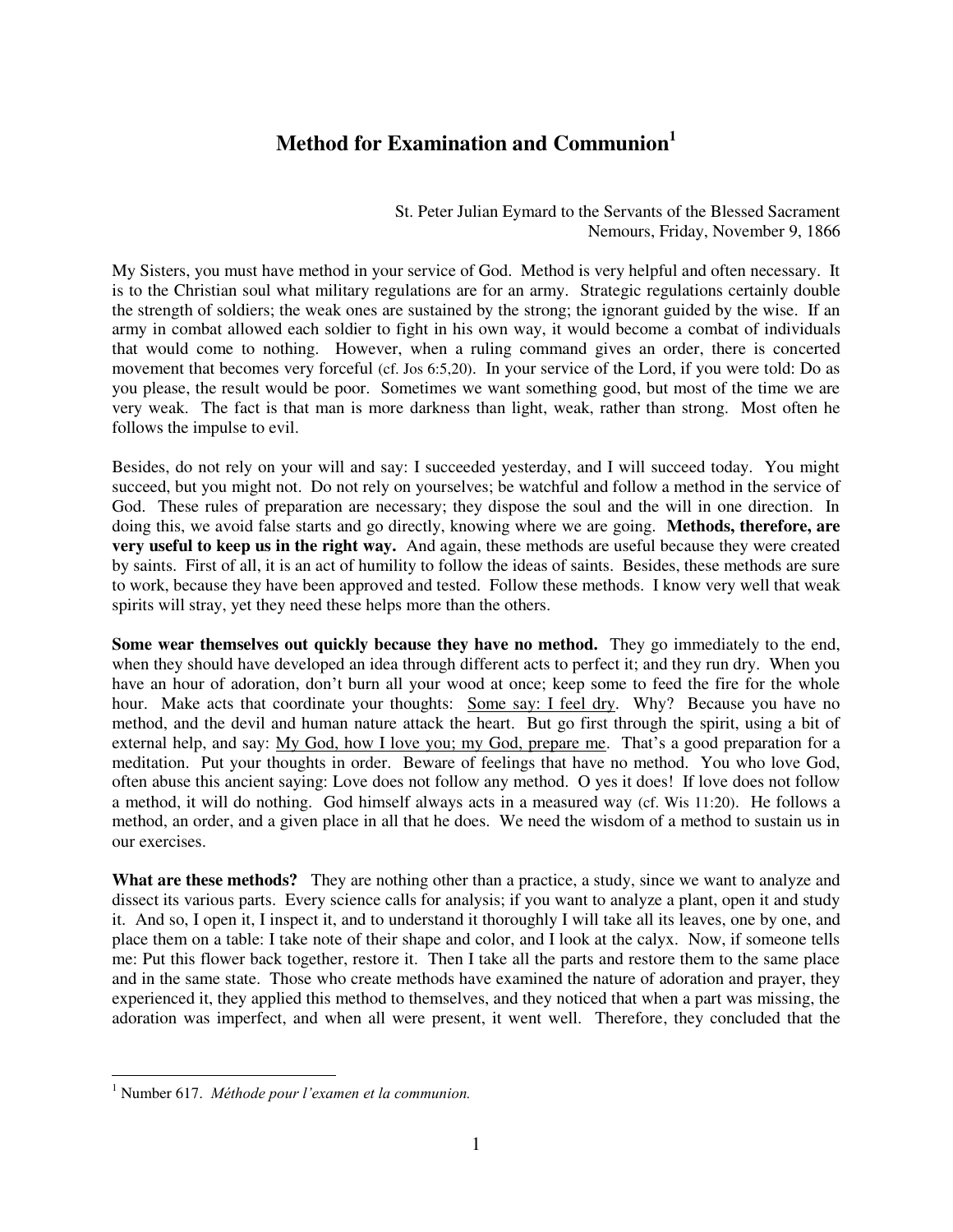# Method for Examination and Communion[1]

St. Peter Julian Eymard to the Servants of the Blessed Sacrament
Nemours, Friday, November 9, 1866

My Sisters, you must have method in your service of God. Method is very helpful and often necessary. It is to the Christian soul what military regulations are for an army. Strategic regulations certainly double the strength of soldiers; the weak ones are sustained by the strong; the ignorant guided by the wise. If an army in combat allowed each soldier to fight in his own way, it would become a combat of individuals that would come to nothing. However, when a ruling command gives an order, there is concerted movement that becomes very forceful (cf. Jos 6:5,20). In your service of the Lord, if you were told: Do as you please, the result would be poor. Sometimes we want something good, but most of the time we are very weak. The fact is that man is more darkness than light, weak, rather than strong. Most often he follows the impulse to evil.

Besides, do not rely on your will and say: I succeeded yesterday, and I will succeed today. You might succeed, but you might not. Do not rely on yourselves; be watchful and follow a method in the service of God. These rules of preparation are necessary; they dispose the soul and the will in one direction. In doing this, we avoid false starts and go directly, knowing where we are going. **Methods, therefore, are very useful to keep us in the right way.** And again, these methods are useful because they were created by saints. First of all, it is an act of humility to follow the ideas of saints. Besides, these methods are sure to work, because they have been approved and tested. Follow these methods. I know very well that weak spirits will stray, yet they need these helps more than the others.

**Some wear themselves out quickly because they have no method.** They go immediately to the end, when they should have developed an idea through different acts to perfect it; and they run dry. When you have an hour of adoration, don't burn all your wood at once; keep some to feed the fire for the whole hour. Make acts that coordinate your thoughts: Some say: I feel dry. Why? Because you have no method, and the devil and human nature attack the heart. But go first through the spirit, using a bit of external help, and say: My God, how I love you; my God, prepare me. That's a good preparation for a meditation. Put your thoughts in order. Beware of feelings that have no method. You who love God, often abuse this ancient saying: Love does not follow any method. O yes it does! If love does not follow a method, it will do nothing. God himself always acts in a measured way (cf. Wis 11:20). He follows a method, an order, and a given place in all that he does. We need the wisdom of a method to sustain us in our exercises.

**What are these methods?** They are nothing other than a practice, a study, since we want to analyze and dissect its various parts. Every science calls for analysis; if you want to analyze a plant, open it and study it. And so, I open it, I inspect it, and to understand it thoroughly I will take all its leaves, one by one, and place them on a table: I take note of their shape and color, and I look at the calyx. Now, if someone tells me: Put this flower back together, restore it. Then I take all the parts and restore them to the same place and in the same state. Those who create methods have examined the nature of adoration and prayer, they experienced it, they applied this method to themselves, and they noticed that when a part was missing, the adoration was imperfect, and when all were present, it went well. Therefore, they concluded that the

[1] Number 617. *Méthode pour l'examen et la communion.*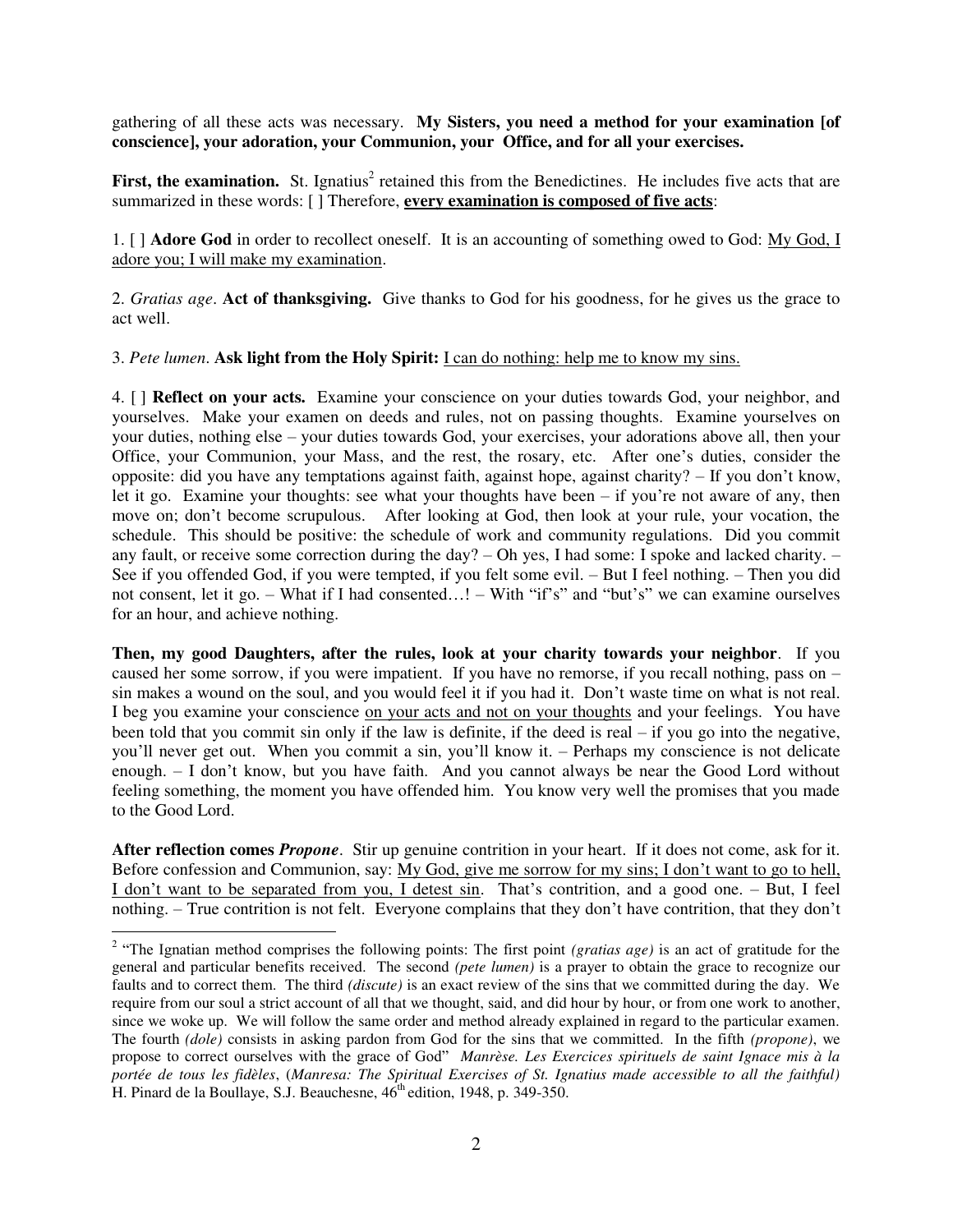gathering of all these acts was necessary. **My Sisters, you need a method for your examination [of conscience], your adoration, your Communion, your Office, and for all your exercises.**

**First, the examination.** St. Ignatius[2] retained this from the Benedictines. He includes five acts that are summarized in these words: [ ] Therefore, **every examination is composed of five acts**:

1. [ ] **Adore God** in order to recollect oneself. It is an accounting of something owed to God: <u>My God, I adore you; I will make my examination</u>.

2. *Gratias age*. **Act of thanksgiving.** Give thanks to God for his goodness, for he gives us the grace to act well.

3. *Pete lumen*. **Ask light from the Holy Spirit:** <u>I can do nothing: help me to know my sins.</u>

4. [ ] **Reflect on your acts.** Examine your conscience on your duties towards God, your neighbor, and yourselves. Make your examen on deeds and rules, not on passing thoughts. Examine yourselves on your duties, nothing else – your duties towards God, your exercises, your adorations above all, then your Office, your Communion, your Mass, and the rest, the rosary, etc. After one's duties, consider the opposite: did you have any temptations against faith, against hope, against charity? – If you don't know, let it go. Examine your thoughts: see what your thoughts have been – if you're not aware of any, then move on; don't become scrupulous. After looking at God, then look at your rule, your vocation, the schedule. This should be positive: the schedule of work and community regulations. Did you commit any fault, or receive some correction during the day? – Oh yes, I had some: I spoke and lacked charity. – See if you offended God, if you were tempted, if you felt some evil. – But I feel nothing. – Then you did not consent, let it go. – What if I had consented…! – With "if's" and "but's" we can examine ourselves for an hour, and achieve nothing.

**Then, my good Daughters, after the rules, look at your charity towards your neighbor**. If you caused her some sorrow, if you were impatient. If you have no remorse, if you recall nothing, pass on – sin makes a wound on the soul, and you would feel it if you had it. Don't waste time on what is not real. I beg you examine your conscience <u>on your acts and not on your thoughts</u> and your feelings. You have been told that you commit sin only if the law is definite, if the deed is real – if you go into the negative, you'll never get out. When you commit a sin, you'll know it. – Perhaps my conscience is not delicate enough. – I don't know, but you have faith. And you cannot always be near the Good Lord without feeling something, the moment you have offended him. You know very well the promises that you made to the Good Lord.

**After reflection comes *Propone***. Stir up genuine contrition in your heart. If it does not come, ask for it. Before confession and Communion, say: <u>My God, give me sorrow for my sins; I don't want to go to hell, I don't want to be separated from you, I detest sin</u>. That's contrition, and a good one. – But, I feel nothing. – True contrition is not felt. Everyone complains that they don't have contrition, that they don't

---

[2] "The Ignatian method comprises the following points: The first point *(gratias age)* is an act of gratitude for the general and particular benefits received. The second *(pete lumen)* is a prayer to obtain the grace to recognize our faults and to correct them. The third *(discute)* is an exact review of the sins that we committed during the day. We require from our soul a strict account of all that we thought, said, and did hour by hour, or from one work to another, since we woke up. We will follow the same order and method already explained in regard to the particular examen. The fourth *(dole)* consists in asking pardon from God for the sins that we committed. In the fifth *(propone)*, we propose to correct ourselves with the grace of God" *Manrèse. Les Exercices spirituels de saint Ignace mis à la portée de tous les fidèles*, (*Manresa: The Spiritual Exercises of St. Ignatius made accessible to all the faithful)* H. Pinard de la Boullaye, S.J. Beauchesne, 46th edition, 1948, p. 349-350.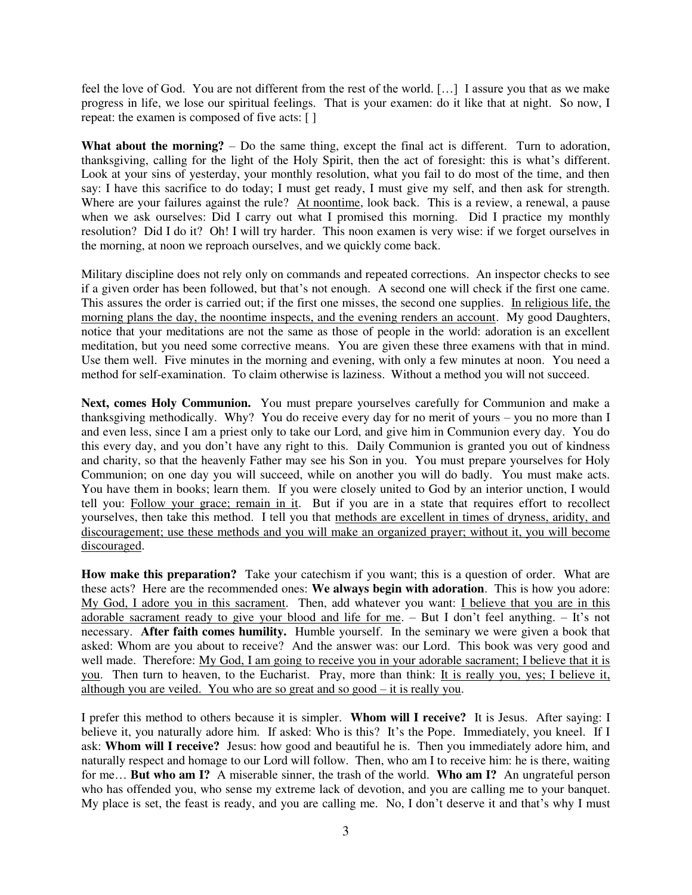feel the love of God. You are not different from the rest of the world. […] I assure you that as we make progress in life, we lose our spiritual feelings. That is your examen: do it like that at night. So now, I repeat: the examen is composed of five acts: [ ]

**What about the morning?** – Do the same thing, except the final act is different. Turn to adoration, thanksgiving, calling for the light of the Holy Spirit, then the act of foresight: this is what's different. Look at your sins of yesterday, your monthly resolution, what you fail to do most of the time, and then say: I have this sacrifice to do today; I must get ready, I must give my self, and then ask for strength. Where are your failures against the rule? <u>At noontime</u>, look back. This is a review, a renewal, a pause when we ask ourselves: Did I carry out what I promised this morning. Did I practice my monthly resolution? Did I do it? Oh! I will try harder. This noon examen is very wise: if we forget ourselves in the morning, at noon we reproach ourselves, and we quickly come back.

Military discipline does not rely only on commands and repeated corrections. An inspector checks to see if a given order has been followed, but that's not enough. A second one will check if the first one came. This assures the order is carried out; if the first one misses, the second one supplies. <u>In religious life, the morning plans the day, the noontime inspects, and the evening renders an account</u>. My good Daughters, notice that your meditations are not the same as those of people in the world: adoration is an excellent meditation, but you need some corrective means. You are given these three examens with that in mind. Use them well. Five minutes in the morning and evening, with only a few minutes at noon. You need a method for self-examination. To claim otherwise is laziness. Without a method you will not succeed.

**Next, comes Holy Communion.** You must prepare yourselves carefully for Communion and make a thanksgiving methodically. Why? You do receive every day for no merit of yours – you no more than I and even less, since I am a priest only to take our Lord, and give him in Communion every day. You do this every day, and you don't have any right to this. Daily Communion is granted you out of kindness and charity, so that the heavenly Father may see his Son in you. You must prepare yourselves for Holy Communion; on one day you will succeed, while on another you will do badly. You must make acts. You have them in books; learn them. If you were closely united to God by an interior unction, I would tell you: <u>Follow your grace; remain in it</u>. But if you are in a state that requires effort to recollect yourselves, then take this method. I tell you that <u>methods are excellent in times of dryness, aridity, and discouragement; use these methods and you will make an organized prayer; without it, you will become discouraged</u>.

**How make this preparation?** Take your catechism if you want; this is a question of order. What are these acts? Here are the recommended ones: **We always begin with adoration**. This is how you adore: <u>My God, I adore you in this sacrament</u>. Then, add whatever you want: <u>I believe that you are in this adorable sacrament ready to give your blood and life for me</u>. – But I don't feel anything. – It's not necessary. **After faith comes humility.** Humble yourself. In the seminary we were given a book that asked: Whom are you about to receive? And the answer was: our Lord. This book was very good and well made. Therefore: <u>My God, I am going to receive you in your adorable sacrament; I believe that it is you</u>. Then turn to heaven, to the Eucharist. Pray, more than think: <u>It is really you, yes; I believe it, although you are veiled. You who are so great and so good – it is really you</u>.

I prefer this method to others because it is simpler. **Whom will I receive?** It is Jesus. After saying: I believe it, you naturally adore him. If asked: Who is this? It's the Pope. Immediately, you kneel. If I ask: **Whom will I receive?** Jesus: how good and beautiful he is. Then you immediately adore him, and naturally respect and homage to our Lord will follow. Then, who am I to receive him: he is there, waiting for me… **But who am I?** A miserable sinner, the trash of the world. **Who am I?** An ungrateful person who has offended you, who sense my extreme lack of devotion, and you are calling me to your banquet. My place is set, the feast is ready, and you are calling me. No, I don't deserve it and that's why I must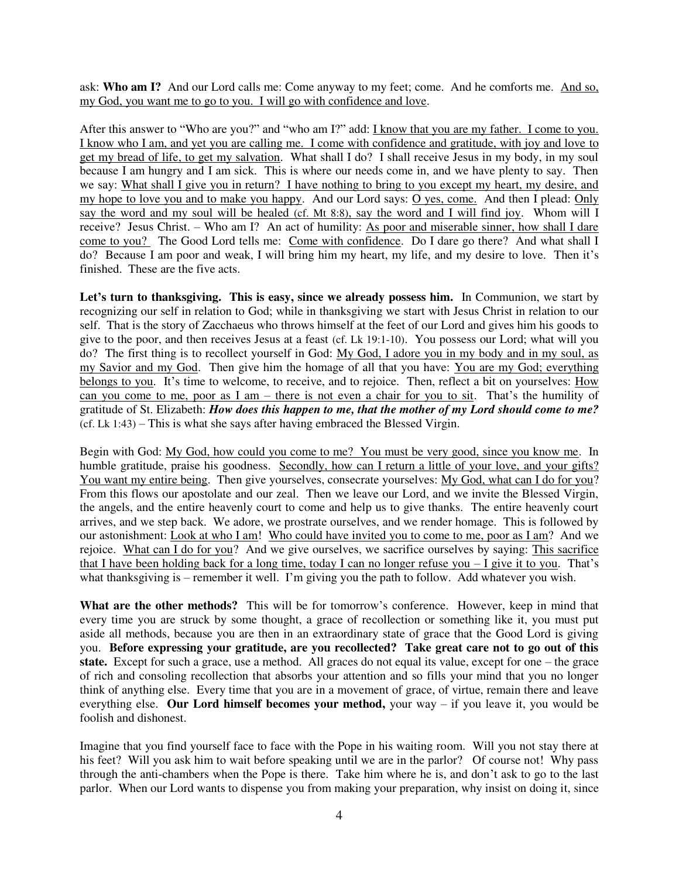ask: **Who am I?** And our Lord calls me: Come anyway to my feet; come. And he comforts me. <u>And so, my God, you want me to go to you. I will go with confidence and love</u>.

After this answer to "Who are you?" and "who am I?" add: <u>I know that you are my father. I come to you. I know who I am, and yet you are calling me. I come with confidence and gratitude, with joy and love to get my bread of life, to get my salvation</u>. What shall I do? I shall receive Jesus in my body, in my soul because I am hungry and I am sick. This is where our needs come in, and we have plenty to say. Then we say: <u>What shall I give you in return? I have nothing to bring to you except my heart, my desire, and my hope to love you and to make you happy</u>. And our Lord says: <u>O yes, come.</u> And then I plead: <u>Only say the word and my soul will be healed (cf. Mt 8:8), say the word and I will find joy</u>. Whom will I receive? Jesus Christ. – Who am I? An act of humility: <u>As poor and miserable sinner, how shall I dare come to you?</u> The Good Lord tells me: <u>Come with confidence</u>. Do I dare go there? And what shall I do? Because I am poor and weak, I will bring him my heart, my life, and my desire to love. Then it's finished. These are the five acts.

**Let's turn to thanksgiving. This is easy, since we already possess him.** In Communion, we start by recognizing our self in relation to God; while in thanksgiving we start with Jesus Christ in relation to our self. That is the story of Zacchaeus who throws himself at the feet of our Lord and gives him his goods to give to the poor, and then receives Jesus at a feast (cf. Lk 19:1-10). You possess our Lord; what will you do? The first thing is to recollect yourself in God: <u>My God, I adore you in my body and in my soul, as my Savior and my God</u>. Then give him the homage of all that you have: <u>You are my God; everything belongs to you</u>. It's time to welcome, to receive, and to rejoice. Then, reflect a bit on yourselves: <u>How can you come to me, poor as I am – there is not even a chair for you to sit</u>. That's the humility of gratitude of St. Elizabeth: ***How does this happen to me, that the mother of my Lord should come to me?*** (cf. Lk 1:43) – This is what she says after having embraced the Blessed Virgin.

Begin with God: <u>My God, how could you come to me? You must be very good, since you know me</u>. In humble gratitude, praise his goodness. <u>Secondly, how can I return a little of your love, and your gifts? You want my entire being</u>. Then give yourselves, consecrate yourselves: <u>My God, what can I do for you</u>? From this flows our apostolate and our zeal. Then we leave our Lord, and we invite the Blessed Virgin, the angels, and the entire heavenly court to come and help us to give thanks. The entire heavenly court arrives, and we step back. We adore, we prostrate ourselves, and we render homage. This is followed by our astonishment: <u>Look at who I am</u>! <u>Who could have invited you to come to me, poor as I am</u>? And we rejoice. <u>What can I do for you</u>? And we give ourselves, we sacrifice ourselves by saying: <u>This sacrifice that I have been holding back for a long time, today I can no longer refuse you – I give it to you</u>. That's what thanksgiving is – remember it well. I'm giving you the path to follow. Add whatever you wish.

**What are the other methods?** This will be for tomorrow's conference. However, keep in mind that every time you are struck by some thought, a grace of recollection or something like it, you must put aside all methods, because you are then in an extraordinary state of grace that the Good Lord is giving you. **Before expressing your gratitude, are you recollected? Take great care not to go out of this state.** Except for such a grace, use a method. All graces do not equal its value, except for one – the grace of rich and consoling recollection that absorbs your attention and so fills your mind that you no longer think of anything else. Every time that you are in a movement of grace, of virtue, remain there and leave everything else. **Our Lord himself becomes your method,** your way – if you leave it, you would be foolish and dishonest.

Imagine that you find yourself face to face with the Pope in his waiting room. Will you not stay there at his feet? Will you ask him to wait before speaking until we are in the parlor? Of course not! Why pass through the anti-chambers when the Pope is there. Take him where he is, and don't ask to go to the last parlor. When our Lord wants to dispense you from making your preparation, why insist on doing it, since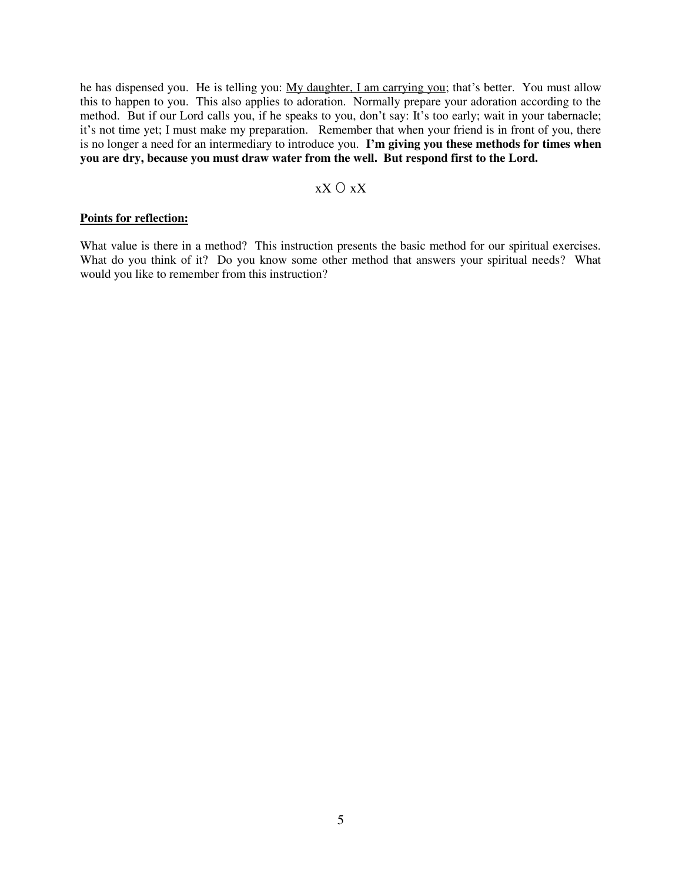he has dispensed you. He is telling you: <u>My daughter, I am carrying you</u>; that's better. You must allow this to happen to you. This also applies to adoration. Normally prepare your adoration according to the method. But if our Lord calls you, if he speaks to you, don't say: It's too early; wait in your tabernacle; it's not time yet; I must make my preparation. Remember that when your friend is in front of you, there is no longer a need for an intermediary to introduce you. **I'm giving you these methods for times when you are dry, because you must draw water from the well. But respond first to the Lord.**

xX O xX

**<u>Points for reflection:</u>**

What value is there in a method? This instruction presents the basic method for our spiritual exercises. What do you think of it? Do you know some other method that answers your spiritual needs? What would you like to remember from this instruction?